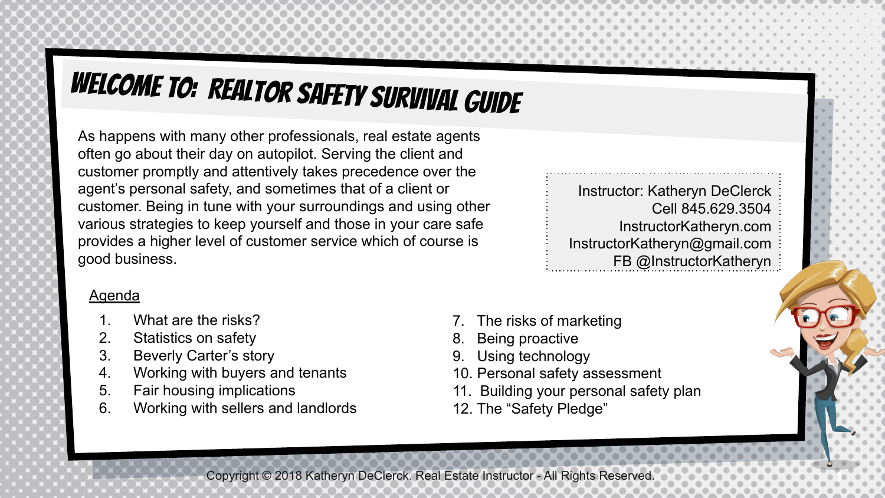# WELCOME TO: REALTOR SAFETY SURVIVAL GUIDE

As happens with many other professionals, real estate agents often go about their day on autopilot. Serving the client and customer promptly and attentively takes precedence over the agent's personal safety, and sometimes that of a client or customer. Being in tune with your surroundings and using other various strategies to keep yourself and those in your care safe provides a higher level of customer service which of course is good business.

Instructor: Katheryn DeClerck
Cell 845.629.3504
InstructorKatheryn.com
InstructorKatheryn@gmail.com
FB @InstructorKatheryn

## Agenda

1. What are the risks?
2. Statistics on safety
3. Beverly Carter's story
4. Working with buyers and tenants
5. Fair housing implications
6. Working with sellers and landlords
7. The risks of marketing
8. Being proactive
9. Using technology
10. Personal safety assessment
11. Building your personal safety plan
12. The "Safety Pledge"

Copyright © 2018 Katheryn DeClerck. Real Estate Instructor - All Rights Reserved.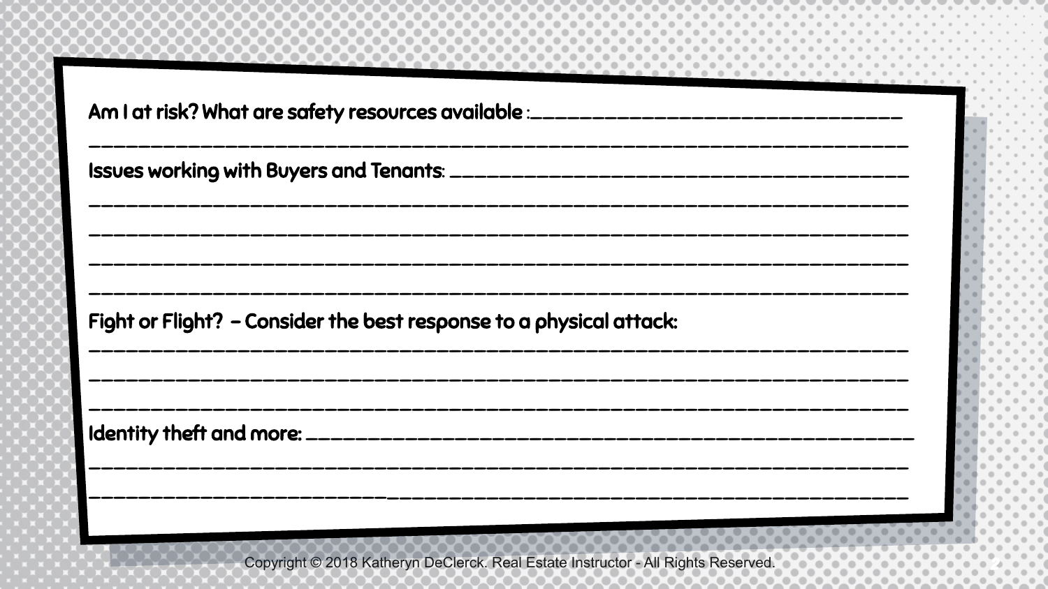Am I at risk? What are safety resources available :______________________________

____________________________________________________________________

Issues working with Buyers and Tenants: ______________________________________

____________________________________________________________________

____________________________________________________________________

____________________________________________________________________

____________________________________________________________________

Fight or Flight? – Consider the best response to a physical attack:

____________________________________________________________________

____________________________________________________________________

____________________________________________________________________

Identity theft and more: ______________________________________________

____________________________________________________________________

____________________________________________________________________

Copyright © 2018 Katheryn DeClerck. Real Estate Instructor - All Rights Reserved.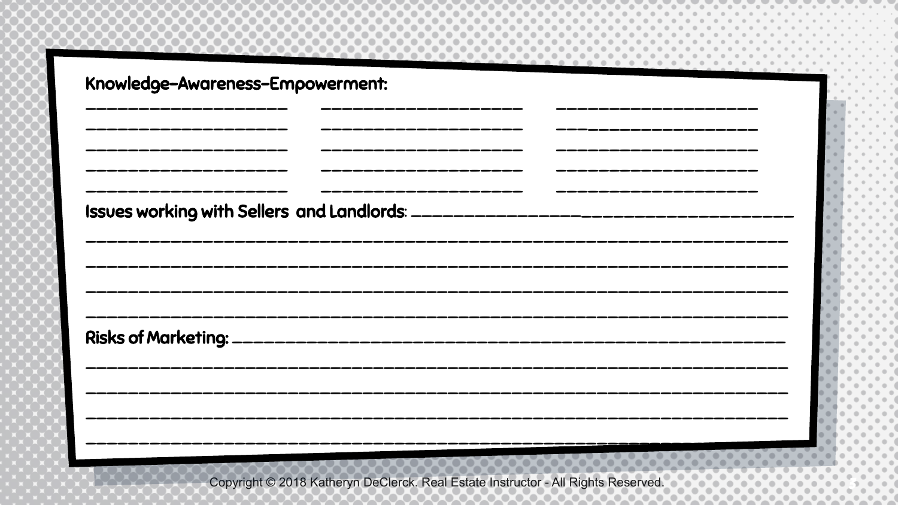**Knowledge-Awareness-Empowerment:**

____________________ ____________________ ____________________
____________________ ____________________ ____________________
____________________ ____________________ ____________________
____________________ ____________________ ____________________
____________________ ____________________ ____________________

**Issues working with Sellers and Landlords:** ________________________________________

____________________________________________________________________
____________________________________________________________________
____________________________________________________________________
____________________________________________________________________

**Risks of Marketing:** ______________________________________________________

____________________________________________________________________
____________________________________________________________________
____________________________________________________________________
____________________________________________________________________

Copyright © 2018 Katheryn DeClerck. Real Estate Instructor - All Rights Reserved.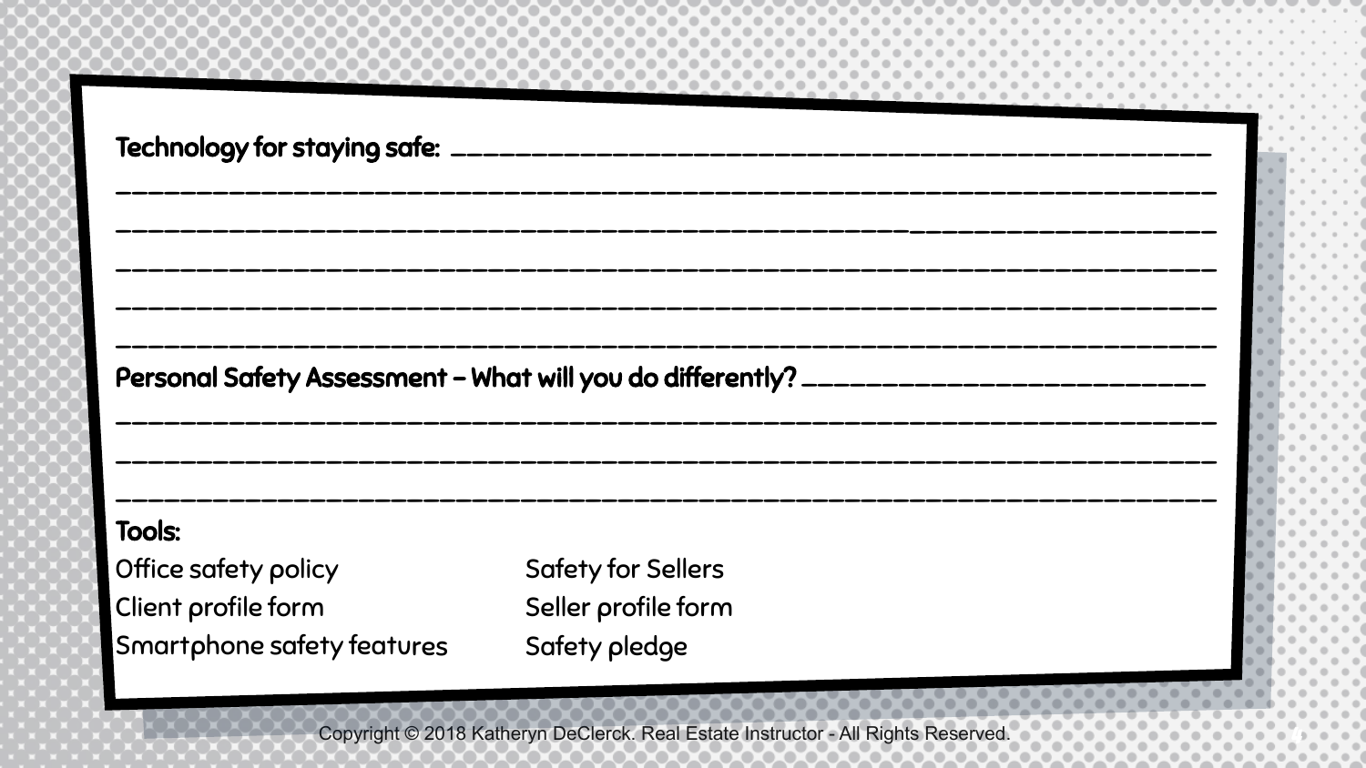**Technology for staying safe:**

**Personal Safety Assessment – What will you do differently?**

**Tools:**

- Office safety policy
- Client profile form
- Smartphone safety features
- Safety for Sellers
- Seller profile form
- Safety pledge